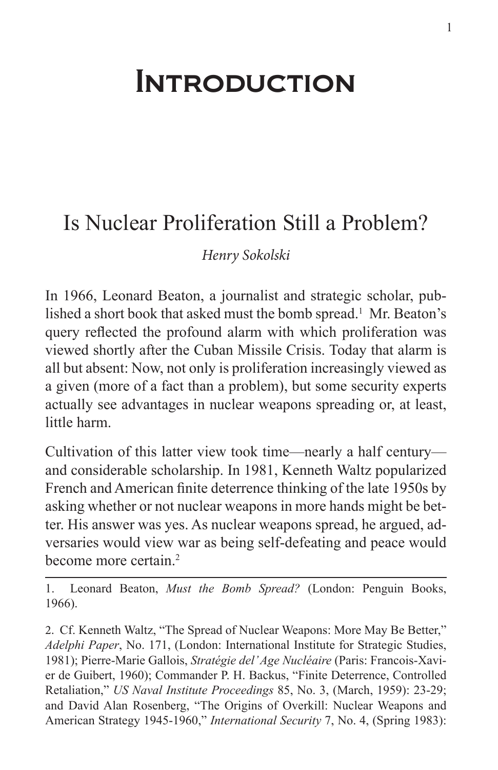# Introduction

## Is Nuclear Proliferation Still a Problem?

*Henry Sokolski*

In 1966, Leonard Beaton, a journalist and strategic scholar, published a short book that asked must the bomb spread.[1] Mr. Beaton's query reflected the profound alarm with which proliferation was viewed shortly after the Cuban Missile Crisis. Today that alarm is all but absent: Now, not only is proliferation increasingly viewed as a given (more of a fact than a problem), but some security experts actually see advantages in nuclear weapons spreading or, at least, little harm.

Cultivation of this latter view took time—nearly a half century—and considerable scholarship. In 1981, Kenneth Waltz popularized French and American finite deterrence thinking of the late 1950s by asking whether or not nuclear weapons in more hands might be better. His answer was yes. As nuclear weapons spread, he argued, adversaries would view war as being self-defeating and peace would become more certain.[2]

---

1. Leonard Beaton, *Must the Bomb Spread?* (London: Penguin Books, 1966).

2. Cf. Kenneth Waltz, "The Spread of Nuclear Weapons: More May Be Better," *Adelphi Paper*, No. 171, (London: International Institute for Strategic Studies, 1981); Pierre-Marie Gallois, *Stratégie del' Age Nucléaire* (Paris: Francois-Xavier de Guibert, 1960); Commander P. H. Backus, "Finite Deterrence, Controlled Retaliation," *US Naval Institute Proceedings* 85, No. 3, (March, 1959): 23-29; and David Alan Rosenberg, "The Origins of Overkill: Nuclear Weapons and American Strategy 1945-1960," *International Security* 7, No. 4, (Spring 1983):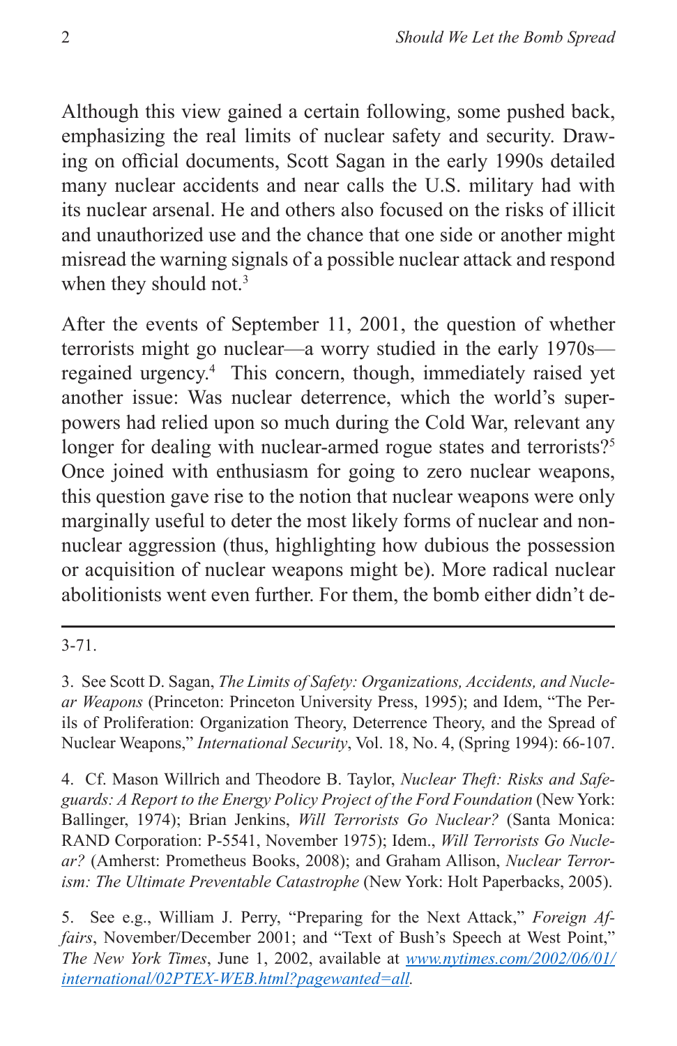Although this view gained a certain following, some pushed back, emphasizing the real limits of nuclear safety and security. Drawing on official documents, Scott Sagan in the early 1990s detailed many nuclear accidents and near calls the U.S. military had with its nuclear arsenal. He and others also focused on the risks of illicit and unauthorized use and the chance that one side or another might misread the warning signals of a possible nuclear attack and respond when they should not.[3]

After the events of September 11, 2001, the question of whether terrorists might go nuclear—a worry studied in the early 1970s—regained urgency.[4] This concern, though, immediately raised yet another issue: Was nuclear deterrence, which the world's superpowers had relied upon so much during the Cold War, relevant any longer for dealing with nuclear-armed rogue states and terrorists?[5] Once joined with enthusiasm for going to zero nuclear weapons, this question gave rise to the notion that nuclear weapons were only marginally useful to deter the most likely forms of nuclear and non-nuclear aggression (thus, highlighting how dubious the possession or acquisition of nuclear weapons might be). More radical nuclear abolitionists went even further. For them, the bomb either didn't de-

---

3-71.

3. See Scott D. Sagan, *The Limits of Safety: Organizations, Accidents, and Nuclear Weapons* (Princeton: Princeton University Press, 1995); and Idem, "The Perils of Proliferation: Organization Theory, Deterrence Theory, and the Spread of Nuclear Weapons," *International Security*, Vol. 18, No. 4, (Spring 1994): 66-107.

4. Cf. Mason Willrich and Theodore B. Taylor, *Nuclear Theft: Risks and Safeguards: A Report to the Energy Policy Project of the Ford Foundation* (New York: Ballinger, 1974); Brian Jenkins, *Will Terrorists Go Nuclear?* (Santa Monica: RAND Corporation: P-5541, November 1975); Idem., *Will Terrorists Go Nuclear?* (Amherst: Prometheus Books, 2008); and Graham Allison, *Nuclear Terrorism: The Ultimate Preventable Catastrophe* (New York: Holt Paperbacks, 2005).

5. See e.g., William J. Perry, "Preparing for the Next Attack," *Foreign Affairs*, November/December 2001; and "Text of Bush's Speech at West Point," *The New York Times*, June 1, 2002, available at *www.nytimes.com/2002/06/01/international/02PTEX-WEB.html?pagewanted=all*.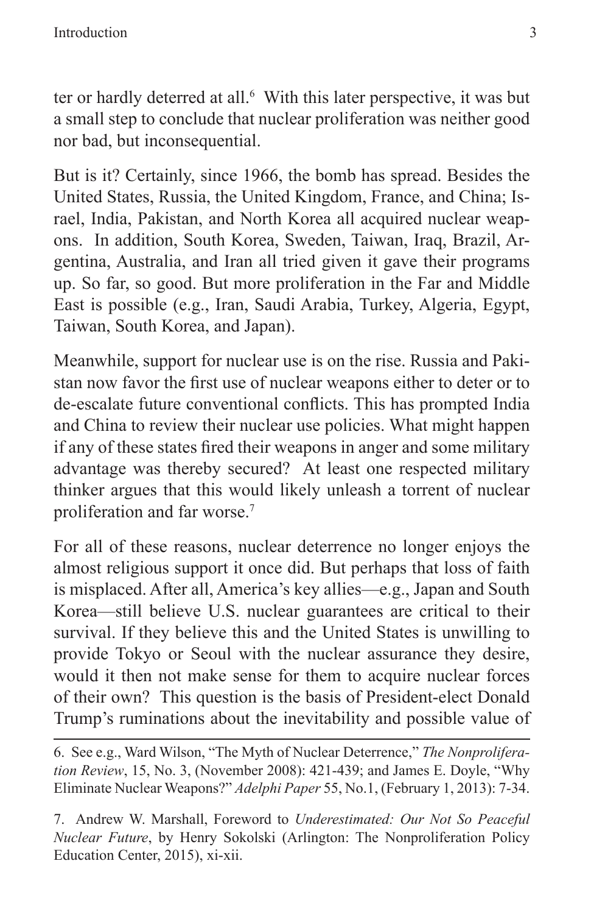ter or hardly deterred at all.[6] With this later perspective, it was but a small step to conclude that nuclear proliferation was neither good nor bad, but inconsequential.

But is it? Certainly, since 1966, the bomb has spread. Besides the United States, Russia, the United Kingdom, France, and China; Israel, India, Pakistan, and North Korea all acquired nuclear weapons. In addition, South Korea, Sweden, Taiwan, Iraq, Brazil, Argentina, Australia, and Iran all tried given it gave their programs up. So far, so good. But more proliferation in the Far and Middle East is possible (e.g., Iran, Saudi Arabia, Turkey, Algeria, Egypt, Taiwan, South Korea, and Japan).

Meanwhile, support for nuclear use is on the rise. Russia and Pakistan now favor the first use of nuclear weapons either to deter or to de-escalate future conventional conflicts. This has prompted India and China to review their nuclear use policies. What might happen if any of these states fired their weapons in anger and some military advantage was thereby secured? At least one respected military thinker argues that this would likely unleash a torrent of nuclear proliferation and far worse.[7]

For all of these reasons, nuclear deterrence no longer enjoys the almost religious support it once did. But perhaps that loss of faith is misplaced. After all, America's key allies—e.g., Japan and South Korea—still believe U.S. nuclear guarantees are critical to their survival. If they believe this and the United States is unwilling to provide Tokyo or Seoul with the nuclear assurance they desire, would it then not make sense for them to acquire nuclear forces of their own? This question is the basis of President-elect Donald Trump's ruminations about the inevitability and possible value of

---

6. See e.g., Ward Wilson, "The Myth of Nuclear Deterrence," *The Nonproliferation Review*, 15, No. 3, (November 2008): 421-439; and James E. Doyle, "Why Eliminate Nuclear Weapons?" *Adelphi Paper* 55, No.1, (February 1, 2013): 7-34.

7. Andrew W. Marshall, Foreword to *Underestimated: Our Not So Peaceful Nuclear Future*, by Henry Sokolski (Arlington: The Nonproliferation Policy Education Center, 2015), xi-xii.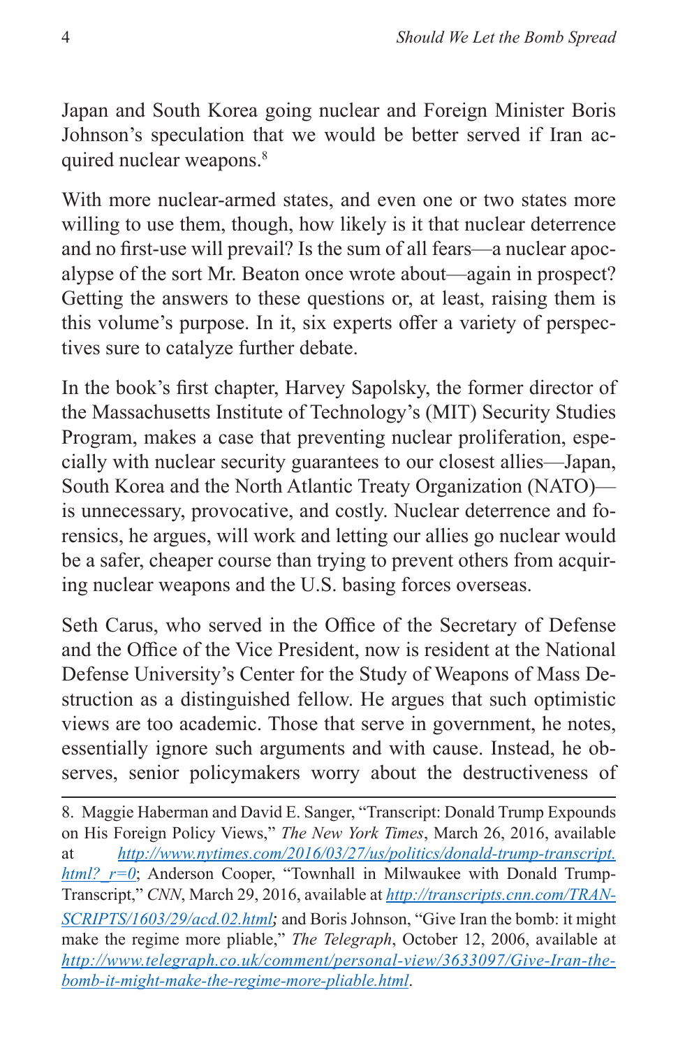Japan and South Korea going nuclear and Foreign Minister Boris Johnson's speculation that we would be better served if Iran acquired nuclear weapons.[8]

With more nuclear-armed states, and even one or two states more willing to use them, though, how likely is it that nuclear deterrence and no first-use will prevail? Is the sum of all fears—a nuclear apocalypse of the sort Mr. Beaton once wrote about—again in prospect? Getting the answers to these questions or, at least, raising them is this volume's purpose. In it, six experts offer a variety of perspectives sure to catalyze further debate.

In the book's first chapter, Harvey Sapolsky, the former director of the Massachusetts Institute of Technology's (MIT) Security Studies Program, makes a case that preventing nuclear proliferation, especially with nuclear security guarantees to our closest allies—Japan, South Korea and the North Atlantic Treaty Organization (NATO)—is unnecessary, provocative, and costly. Nuclear deterrence and forensics, he argues, will work and letting our allies go nuclear would be a safer, cheaper course than trying to prevent others from acquiring nuclear weapons and the U.S. basing forces overseas.

Seth Carus, who served in the Office of the Secretary of Defense and the Office of the Vice President, now is resident at the National Defense University's Center for the Study of Weapons of Mass Destruction as a distinguished fellow. He argues that such optimistic views are too academic. Those that serve in government, he notes, essentially ignore such arguments and with cause. Instead, he observes, senior policymakers worry about the destructiveness of

---

8. Maggie Haberman and David E. Sanger, "Transcript: Donald Trump Expounds on His Foreign Policy Views," *The New York Times*, March 26, 2016, available at *http://www.nytimes.com/2016/03/27/us/politics/donald-trump-transcript.html?_r=0*; Anderson Cooper, "Townhall in Milwaukee with Donald Trump-Transcript," *CNN*, March 29, 2016, available at *http://transcripts.cnn.com/TRANSCRIPTS/1603/29/acd.02.html*; and Boris Johnson, "Give Iran the bomb: it might make the regime more pliable," *The Telegraph*, October 12, 2006, available at *http://www.telegraph.co.uk/comment/personal-view/3633097/Give-Iran-the-bomb-it-might-make-the-regime-more-pliable.html*.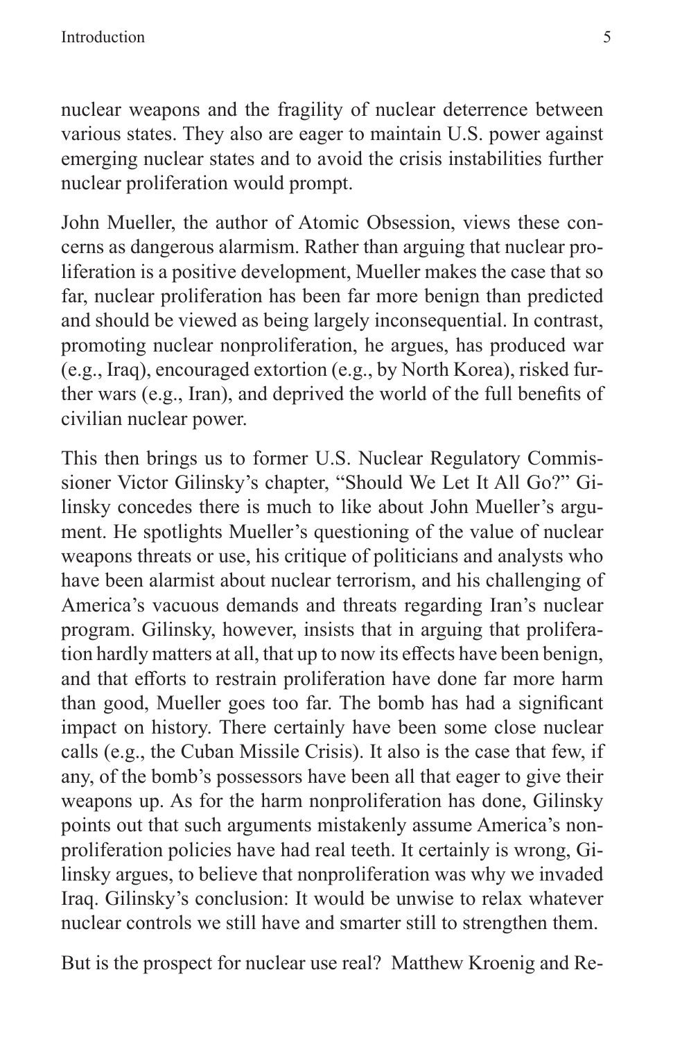nuclear weapons and the fragility of nuclear deterrence between various states. They also are eager to maintain U.S. power against emerging nuclear states and to avoid the crisis instabilities further nuclear proliferation would prompt.

John Mueller, the author of Atomic Obsession, views these concerns as dangerous alarmism. Rather than arguing that nuclear proliferation is a positive development, Mueller makes the case that so far, nuclear proliferation has been far more benign than predicted and should be viewed as being largely inconsequential. In contrast, promoting nuclear nonproliferation, he argues, has produced war (e.g., Iraq), encouraged extortion (e.g., by North Korea), risked further wars (e.g., Iran), and deprived the world of the full benefits of civilian nuclear power.

This then brings us to former U.S. Nuclear Regulatory Commissioner Victor Gilinsky's chapter, "Should We Let It All Go?" Gilinsky concedes there is much to like about John Mueller's argument. He spotlights Mueller's questioning of the value of nuclear weapons threats or use, his critique of politicians and analysts who have been alarmist about nuclear terrorism, and his challenging of America's vacuous demands and threats regarding Iran's nuclear program. Gilinsky, however, insists that in arguing that proliferation hardly matters at all, that up to now its effects have been benign, and that efforts to restrain proliferation have done far more harm than good, Mueller goes too far. The bomb has had a significant impact on history. There certainly have been some close nuclear calls (e.g., the Cuban Missile Crisis). It also is the case that few, if any, of the bomb's possessors have been all that eager to give their weapons up. As for the harm nonproliferation has done, Gilinsky points out that such arguments mistakenly assume America's nonproliferation policies have had real teeth. It certainly is wrong, Gilinsky argues, to believe that nonproliferation was why we invaded Iraq. Gilinsky's conclusion: It would be unwise to relax whatever nuclear controls we still have and smarter still to strengthen them.

But is the prospect for nuclear use real? Matthew Kroenig and Re-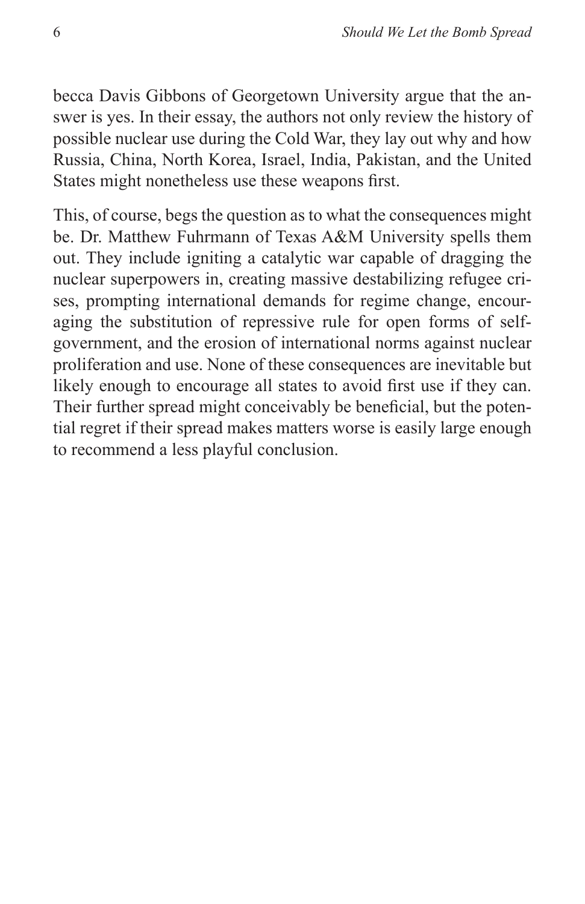becca Davis Gibbons of Georgetown University argue that the answer is yes. In their essay, the authors not only review the history of possible nuclear use during the Cold War, they lay out why and how Russia, China, North Korea, Israel, India, Pakistan, and the United States might nonetheless use these weapons first.

This, of course, begs the question as to what the consequences might be. Dr. Matthew Fuhrmann of Texas A&M University spells them out. They include igniting a catalytic war capable of dragging the nuclear superpowers in, creating massive destabilizing refugee crises, prompting international demands for regime change, encouraging the substitution of repressive rule for open forms of self-government, and the erosion of international norms against nuclear proliferation and use. None of these consequences are inevitable but likely enough to encourage all states to avoid first use if they can. Their further spread might conceivably be beneficial, but the potential regret if their spread makes matters worse is easily large enough to recommend a less playful conclusion.